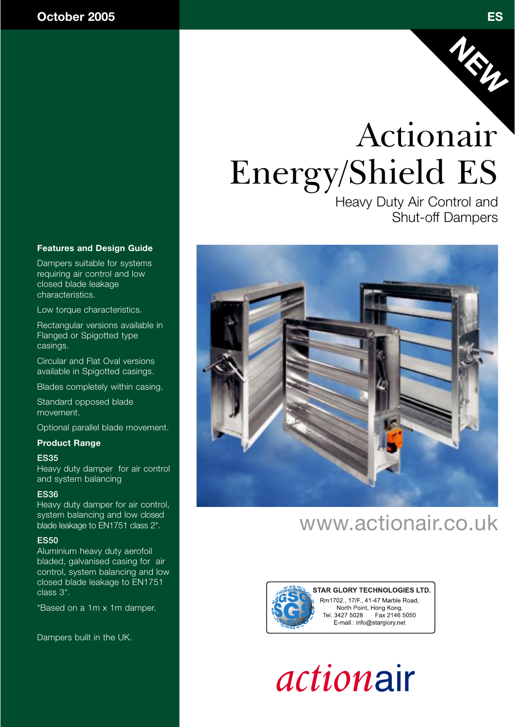October 2005

ES

NEW

# Actionair Energy/Shield ES

Heavy Duty Air Control and Shut-off Dampers

### Features and Design Guide

Dampers suitable for systems requiring air control and low closed blade leakage characteristics.

Low torque characteristics.

Rectangular versions available in Flanged or Spigotted type casings.

Circular and Flat Oval versions available in Spigotted casings.

Blades completely within casing.

Standard opposed blade movement.

Optional parallel blade movement.

### Product Range

**ES35**
Heavy duty damper for air control and system balancing

**ES36**
Heavy duty damper for air control, system balancing and low closed blade leakage to EN1751 class 2*.

**ES50**
Aluminium heavy duty aerofoil bladed, galvanised casing for air control, system balancing and low closed blade leakage to EN1751 class 3*.

*Based on a 1m x 1m damper.

Dampers built in the UK.

www.actionair.co.uk

**STAR GLORY TECHNOLOGIES LTD.**
Rm1702., 17/F., 41-47 Marble Road,
North Point, Hong Kong.
Tel. 3427 5028 Fax 2146 5050
E-mail : info@starglory.net

actionair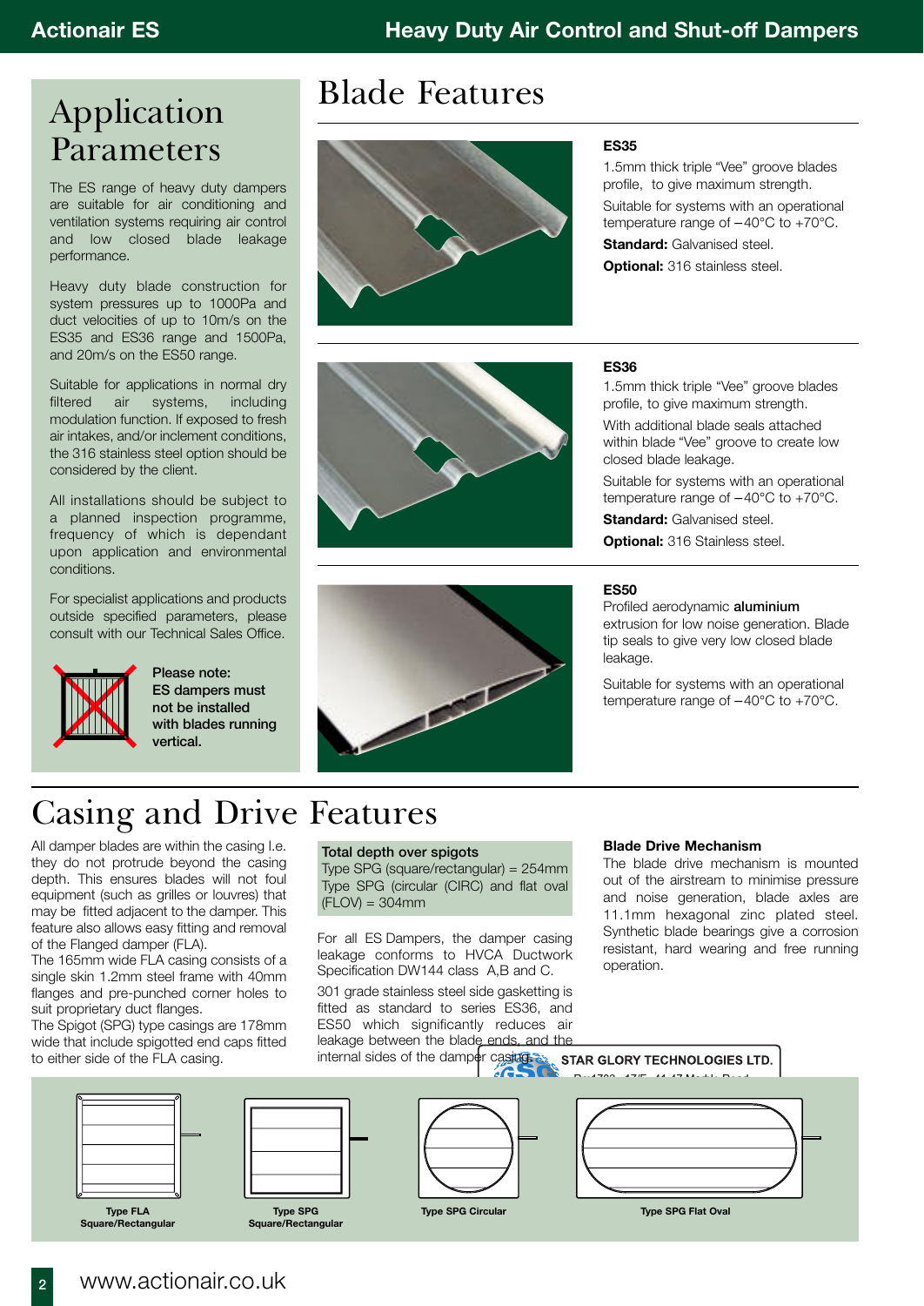# Application Parameters

The ES range of heavy duty dampers are suitable for air conditioning and ventilation systems requiring air control and low closed blade leakage performance.

Heavy duty blade construction for system pressures up to 1000Pa and duct velocities of up to 10m/s on the ES35 and ES36 range and 1500Pa, and 20m/s on the ES50 range.

Suitable for applications in normal dry filtered air systems, including modulation function. If exposed to fresh air intakes, and/or inclement conditions, the 316 stainless steel option should be considered by the client.

All installations should be subject to a planned inspection programme, frequency of which is dependant upon application and environmental conditions.

For specialist applications and products outside specified parameters, please consult with our Technical Sales Office.

**Please note: ES dampers must not be installed with blades running vertical.**

# Blade Features

### ES35

1.5mm thick triple "Vee" groove blades profile, to give maximum strength.

Suitable for systems with an operational temperature range of –40°C to +70°C.

**Standard:** Galvanised steel.

**Optional:** 316 stainless steel.

### ES36

1.5mm thick triple "Vee" groove blades profile, to give maximum strength.

With additional blade seals attached within blade "Vee" groove to create low closed blade leakage.

Suitable for systems with an operational temperature range of –40°C to +70°C.

**Standard:** Galvanised steel.

**Optional:** 316 Stainless steel.

### ES50

Profiled aerodynamic **aluminium** extrusion for low noise generation. Blade tip seals to give very low closed blade leakage.

Suitable for systems with an operational temperature range of –40°C to +70°C.

# Casing and Drive Features

All damper blades are within the casing I.e. they do not protrude beyond the casing depth. This ensures blades will not foul equipment (such as grilles or louvres) that may be fitted adjacent to the damper. This feature also allows easy fitting and removal of the Flanged damper (FLA).

The 165mm wide FLA casing consists of a single skin 1.2mm steel frame with 40mm flanges and pre-punched corner holes to suit proprietary duct flanges.

The Spigot (SPG) type casings are 178mm wide that include spigotted end caps fitted to either side of the FLA casing.

**Total depth over spigots**
Type SPG (square/rectangular) = 254mm
Type SPG (circular (CIRC) and flat oval (FLOV) = 304mm

For all ES Dampers, the damper casing leakage conforms to HVCA Ductwork Specification DW144 class A,B and C.

301 grade stainless steel side gasketting is fitted as standard to series ES36, and ES50 which significantly reduces air leakage between the blade ends, and the internal sides of the damper casing.

**Blade Drive Mechanism**

The blade drive mechanism is mounted out of the airstream to minimise pressure and noise generation, blade axles are 11.1mm hexagonal zinc plated steel. Synthetic blade bearings give a corrosion resistant, hard wearing and free running operation.

Type FLA Square/Rectangular

Type SPG Square/Rectangular

Type SPG Circular

Type SPG Flat Oval

www.actionair.co.uk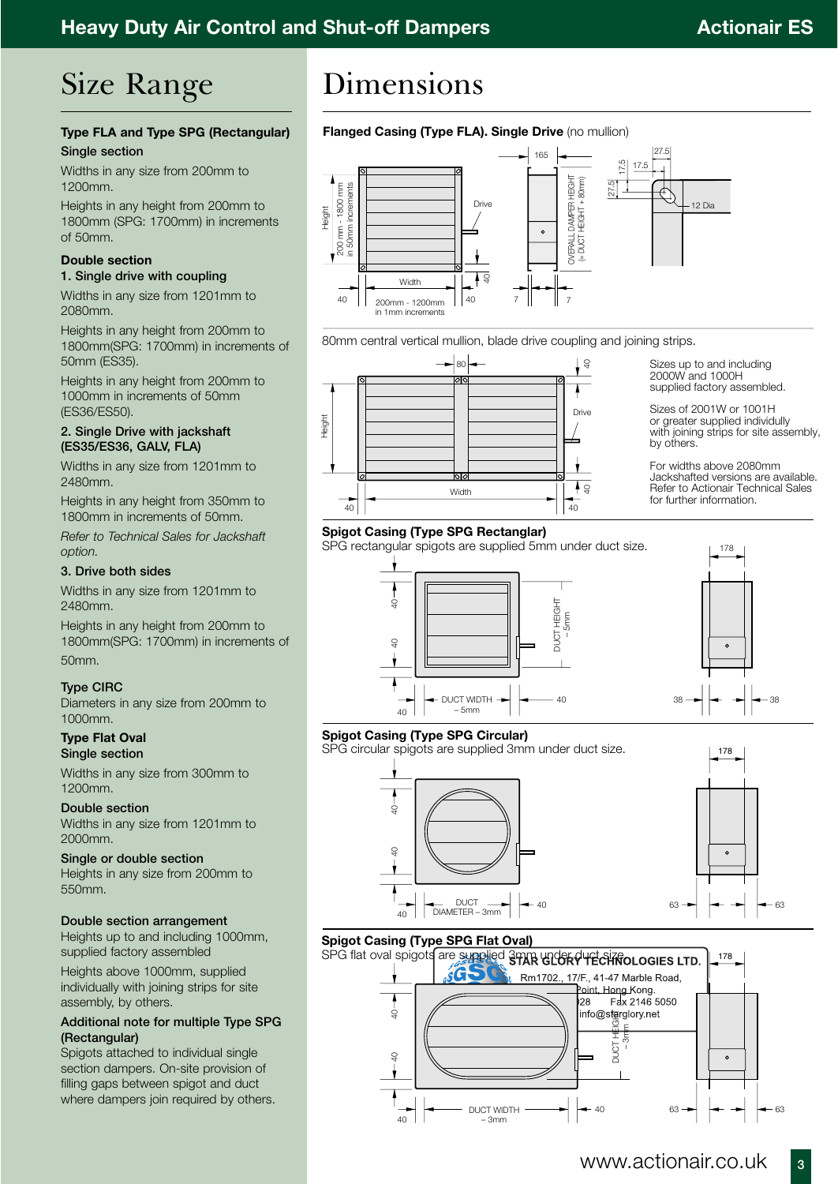# Size Range

### Type FLA and Type SPG (Rectangular)

**Single section**

Widths in any size from 200mm to 1200mm.

Heights in any height from 200mm to 1800mm (SPG: 1700mm) in increments of 50mm.

**Double section**

**1. Single drive with coupling**

Widths in any size from 1201mm to 2080mm.

Heights in any height from 200mm to 1800mm(SPG: 1700mm) in increments of 50mm (ES35).

Heights in any height from 200mm to 1000mm in increments of 50mm (ES36/ES50).

**2. Single Drive with jackshaft (ES35/ES36, GALV, FLA)**

Widths in any size from 1201mm to 2480mm.

Heights in any height from 350mm to 1800mm in increments of 50mm.

*Refer to Technical Sales for Jackshaft option.*

**3. Drive both sides**

Widths in any size from 1201mm to 2480mm.

Heights in any height from 200mm to 1800mm(SPG: 1700mm) in increments of 50mm.

### Type CIRC

Diameters in any size from 200mm to 1000mm.

### Type Flat Oval

**Single section**

Widths in any size from 300mm to 1200mm.

**Double section**

Widths in any size from 1201mm to 2000mm.

**Single or double section**

Heights in any size from 200mm to 550mm.

**Double section arrangement**

Heights up to and including 1000mm, supplied factory assembled

Heights above 1000mm, supplied individually with joining strips for site assembly, by others.

**Additional note for multiple Type SPG (Rectangular)**

Spigots attached to individual single section dampers. On-site provision of filling gaps between spigot and duct where dampers join required by others.

# Dimensions

**Flanged Casing (Type FLA). Single Drive** (no mullion)

80mm central vertical mullion, blade drive coupling and joining strips.

Sizes up to and including 2000W and 1000H supplied factory assembled.

Sizes of 2001W or 1001H or greater supplied individually with joining strips for site assembly, by others.

For widths above 2080mm Jackshafted versions are available. Refer to Actionair Technical Sales for further information.

**Spigot Casing (Type SPG Rectanglar)**

SPG rectangular spigots are supplied 5mm under duct size.

**Spigot Casing (Type SPG Circular)**

SPG circular spigots are supplied 3mm under duct size.

**Spigot Casing (Type SPG Flat Oval)**

SPG flat oval spigots are supplied 3mm under duct size.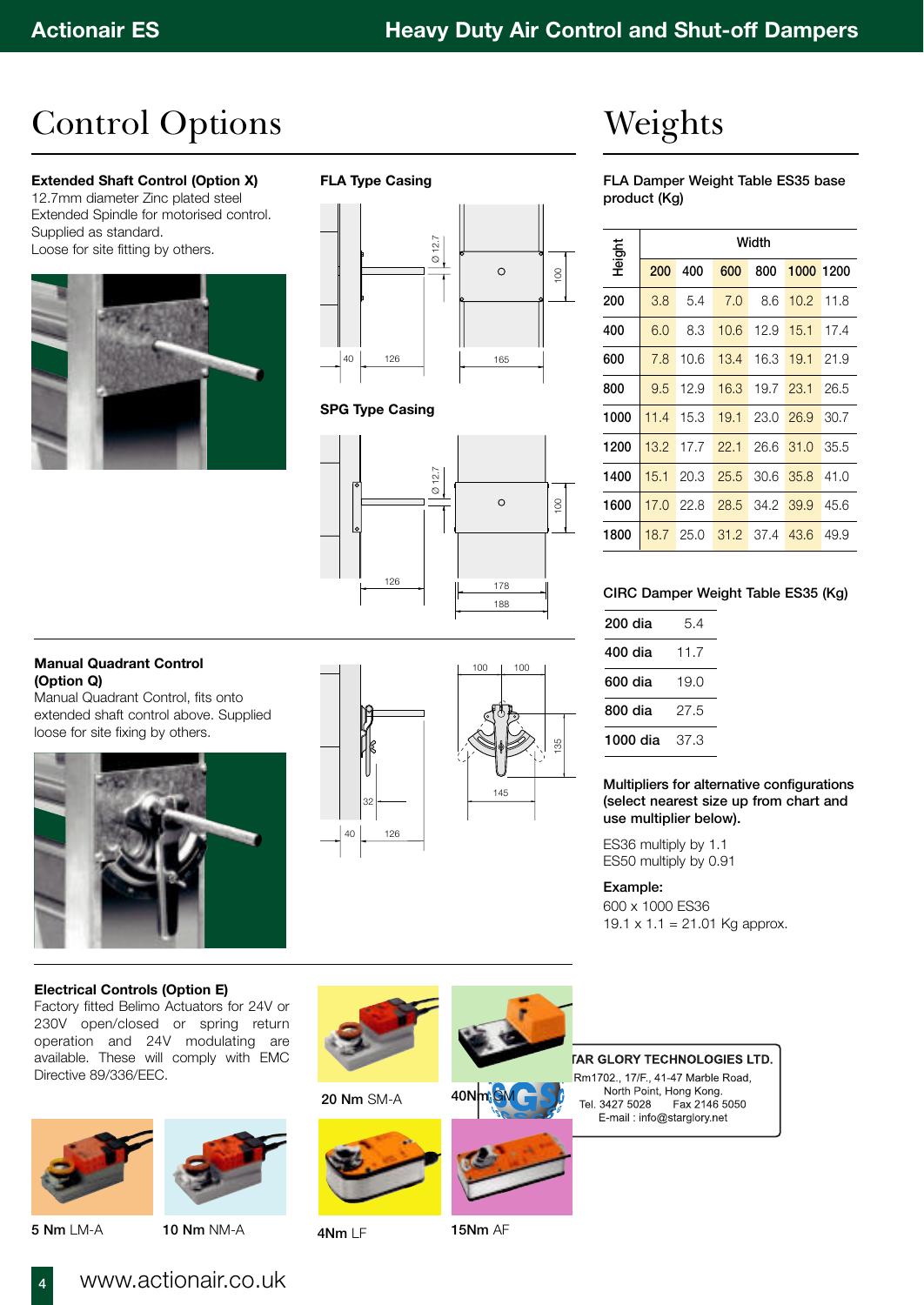# Control Options

### Extended Shaft Control (Option X)

12.7mm diameter Zinc plated steel Extended Spindle for motorised control. Supplied as standard.
Loose for site fitting by others.

**FLA Type Casing**

**SPG Type Casing**

### Manual Quadrant Control (Option Q)

Manual Quadrant Control, fits onto extended shaft control above. Supplied loose for site fixing by others.

### Electrical Controls (Option E)

Factory fitted Belimo Actuators for 24V or 230V open/closed or spring return operation and 24V modulating are available. These will comply with EMC Directive 89/336/EEC.

**20 Nm** SM-A

**40Nm** GM

**5 Nm** LM-A

**10 Nm** NM-A

**4Nm** LF

**15Nm** AF

STAR GLORY TECHNOLOGIES LTD.
Rm1702., 17/F., 41-47 Marble Road,
North Point, Hong Kong.
Tel. 3427 5028 Fax 2146 5050
E-mail : info@starglory.net

# Weights

**FLA Damper Weight Table ES35 base product (Kg)**

| Height | Width | | | | | |
|---|---|---|---|---|---|---|
| | 200 | 400 | 600 | 800 | 1000 | 1200 |
| 200 | 3.8 | 5.4 | 7.0 | 8.6 | 10.2 | 11.8 |
| 400 | 6.0 | 8.3 | 10.6 | 12.9 | 15.1 | 17.4 |
| 600 | 7.8 | 10.6 | 13.4 | 16.3 | 19.1 | 21.9 |
| 800 | 9.5 | 12.9 | 16.3 | 19.7 | 23.1 | 26.5 |
| 1000 | 11.4 | 15.3 | 19.1 | 23.0 | 26.9 | 30.7 |
| 1200 | 13.2 | 17.7 | 22.1 | 26.6 | 31.0 | 35.5 |
| 1400 | 15.1 | 20.3 | 25.5 | 30.6 | 35.8 | 41.0 |
| 1600 | 17.0 | 22.8 | 28.5 | 34.2 | 39.9 | 45.6 |
| 1800 | 18.7 | 25.0 | 31.2 | 37.4 | 43.6 | 49.9 |

**CIRC Damper Weight Table ES35 (Kg)**

| Size | Weight |
|---|---|
| 200 dia | 5.4 |
| 400 dia | 11.7 |
| 600 dia | 19.0 |
| 800 dia | 27.5 |
| 1000 dia | 37.3 |

**Multipliers for alternative configurations (select nearest size up from chart and use multiplier below).**

ES36 multiply by 1.1
ES50 multiply by 0.91

**Example:**
600 x 1000 ES36
19.1 x 1.1 = 21.01 Kg approx.

www.actionair.co.uk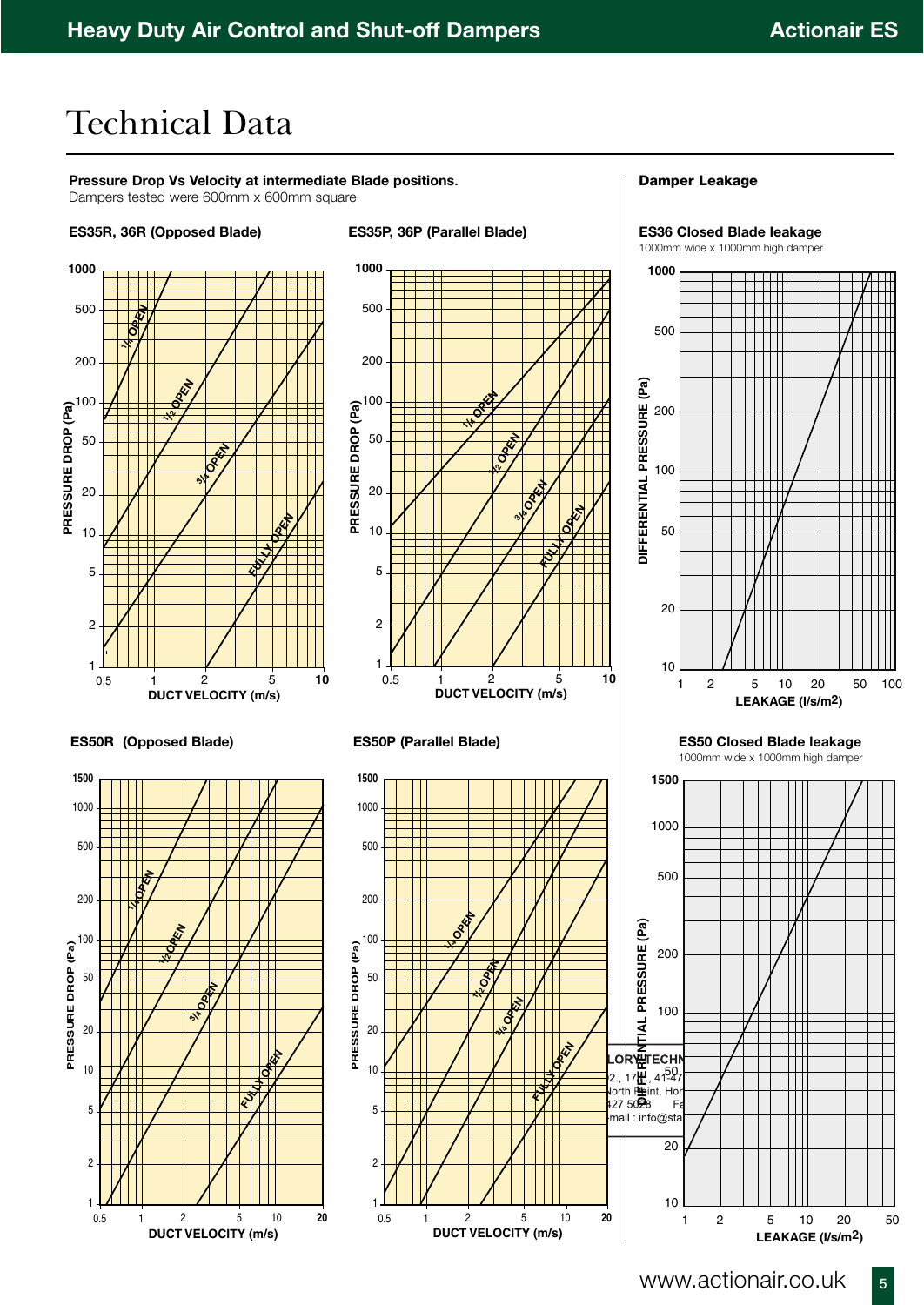# Technical Data

**Pressure Drop Vs Velocity at intermediate Blade positions.**
Dampers tested were 600mm x 600mm square

**ES35R, 36R (Opposed Blade)**

**ES35P, 36P (Parallel Blade)**

**ES50R (Opposed Blade)**

**ES50P (Parallel Blade)**

## Damper Leakage

**ES36 Closed Blade leakage**
1000mm wide x 1000mm high damper

**ES50 Closed Blade leakage**
1000mm wide x 1000mm high damper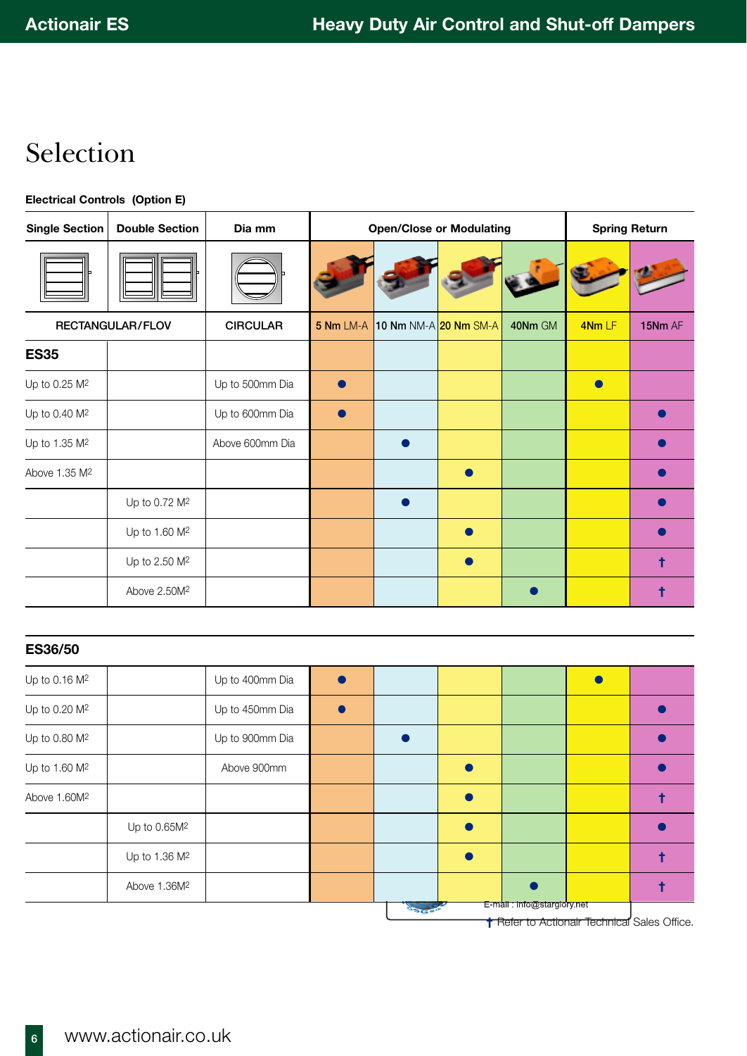# Selection

**Electrical Controls (Option E)**

| Single Section | Double Section | Dia mm | Open/Close or Modulating | | | | Spring Return | |
|---|---|---|---|---|---|---|---|---|
| RECTANGULAR/FLOV | | CIRCULAR | **5 Nm** LM-A | **10 Nm** NM-A | **20 Nm** SM-A | **40Nm** GM | **4Nm** LF | **15Nm** AF |
| **ES35** | | | | | | | | |
| Up to 0.25 M2 | | Up to 500mm Dia | ● | | | | ● | |
| Up to 0.40 M2 | | Up to 600mm Dia | ● | | | | | ● |
| Up to 1.35 M2 | | Above 600mm Dia | | ● | | | | ● |
| Above 1.35 M2 | | | | | ● | | | ● |
| | Up to 0.72 M2 | | | ● | | | | ● |
| | Up to 1.60 M2 | | | | ● | | | ● |
| | Up to 2.50 M2 | | | | ● | | | † |
| | Above 2.50M2 | | | | | ● | | † |

**ES36/50**

| Single Section | Double Section | Dia mm | **5 Nm** LM-A | **10 Nm** NM-A | **20 Nm** SM-A | **40Nm** GM | **4Nm** LF | **15Nm** AF |
|---|---|---|---|---|---|---|---|---|
| Up to 0.16 M2 | | Up to 400mm Dia | ● | | | | ● | |
| Up to 0.20 M2 | | Up to 450mm Dia | ● | | | | | ● |
| Up to 0.80 M2 | | Up to 900mm Dia | | ● | | | | ● |
| Up to 1.60 M2 | | Above 900mm | | | ● | | | ● |
| Above 1.60M2 | | | | | ● | | | † |
| | Up to 0.65M2 | | | | ● | | | ● |
| | Up to 1.36 M2 | | | | ● | | | † |
| | Above 1.36M2 | | | | | ● | | † |

† Refer to Actionair Technical Sales Office.

E-mail : info@starglory.net

www.actionair.co.uk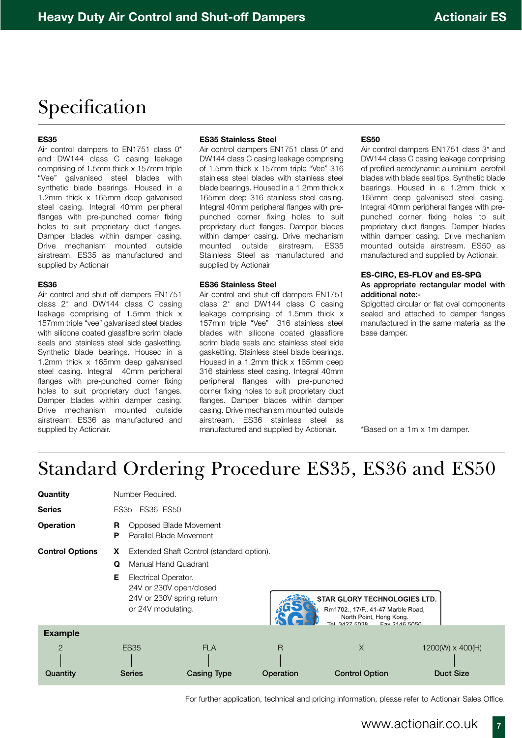# Specification

### ES35

Air control dampers to EN1751 class 0* and DW144 class C casing leakage comprising of 1.5mm thick x 157mm triple "Vee" galvanised steel blades with synthetic blade bearings. Housed in a 1.2mm thick x 165mm deep galvanised steel casing. Integral 40mm peripheral flanges with pre-punched corner fixing holes to suit proprietary duct flanges. Damper blades within damper casing. Drive mechanism mounted outside airstream. ES35 as manufactured and supplied by Actionair

### ES36

Air control and shut-off dampers EN1751 class 2* and DW144 class C casing leakage comprising of 1.5mm thick x 157mm triple "vee" galvanised steel blades with silicone coated glassfibre scrim blade seals and stainless steel side gasketting. Synthetic blade bearings. Housed in a 1.2mm thick x 165mm deep galvanised steel casing. Integral 40mm peripheral flanges with pre-punched corner fixing holes to suit proprietary duct flanges. Damper blades within damper casing. Drive mechanism mounted outside airstream. ES36 as manufactured and supplied by Actionair.

### ES35 Stainless Steel

Air control dampers EN1751 class 0* and DW144 class C casing leakage comprising of 1.5mm thick x 157mm triple "Vee" 316 stainless steel blades with stainless steel blade bearings. Housed in a 1.2mm thick x 165mm deep 316 stainless steel casing. Integral 40mm peripheral flanges with pre-punched corner fixing holes to suit proprietary duct flanges. Damper blades within damper casing. Drive mechanism mounted outside airstream. ES35 Stainless Steel as manufactured and supplied by Actionair

### ES36 Stainless Steel

Air control and shut-off dampers EN1751 class 2* and DW144 class C casing leakage comprising of 1.5mm thick x 157mm triple "Vee" 316 stainless steel blades with silicone coated glassfibre scrim blade seals and stainless steel side gasketting. Stainless steel blade bearings. Housed in a 1.2mm thick x 165mm deep 316 stainless steel casing. Integral 40mm peripheral flanges with pre-punched corner fixing holes to suit proprietary duct flanges. Damper blades within damper casing. Drive mechanism mounted outside airstream. ES36 stainless steel as manufactured and supplied by Actionair.

### ES50

Air control dampers EN1751 class 3* and DW144 class C casing leakage comprising of profiled aerodynamic aluminium aerofoil blades with blade seal tips. Synthetic blade bearings. Housed in a 1.2mm thick x 165mm deep galvanised steel casing. Integral 40mm peripheral flanges with pre-punched corner fixing holes to suit proprietary duct flanges. Damper blades within damper casing. Drive mechanism mounted outside airstream. ES50 as manufactured and supplied by Actionair.

### ES-CIRC, ES-FLOV and ES-SPG

**As appropriate rectangular model with additional note:-**

Spigotted circular or flat oval components sealed and attached to damper flanges manufactured in the same material as the base damper.

*Based on a 1m x 1m damper.

# Standard Ordering Procedure ES35, ES36 and ES50

**Quantity** Number Required.

**Series** ES35 ES36 ES50

**Operation**
- **R** Opposed Blade Movement
- **P** Parallel Blade Movement

**Control Options**
- **X** Extended Shaft Control (standard option).
- **Q** Manual Hand Quadrant
- **E** Electrical Operator.
  24V or 230V open/closed
  24V or 230V spring return
  or 24V modulating.

STAR GLORY TECHNOLOGIES LTD.
Rm1702., 17/F., 41-47 Marble Road,
North Point, Hong Kong.
Tel. 3427 5028 Fax 2146 5050

**Example**

| 2 | ES35 | FLA | R | X | 1200(W) x 400(H) |
|---|---|---|---|---|---|
| **Quantity** | **Series** | **Casing Type** | **Operation** | **Control Option** | **Duct Size** |

For further application, technical and pricing information, please refer to Actionair Sales Office.

www.actionair.co.uk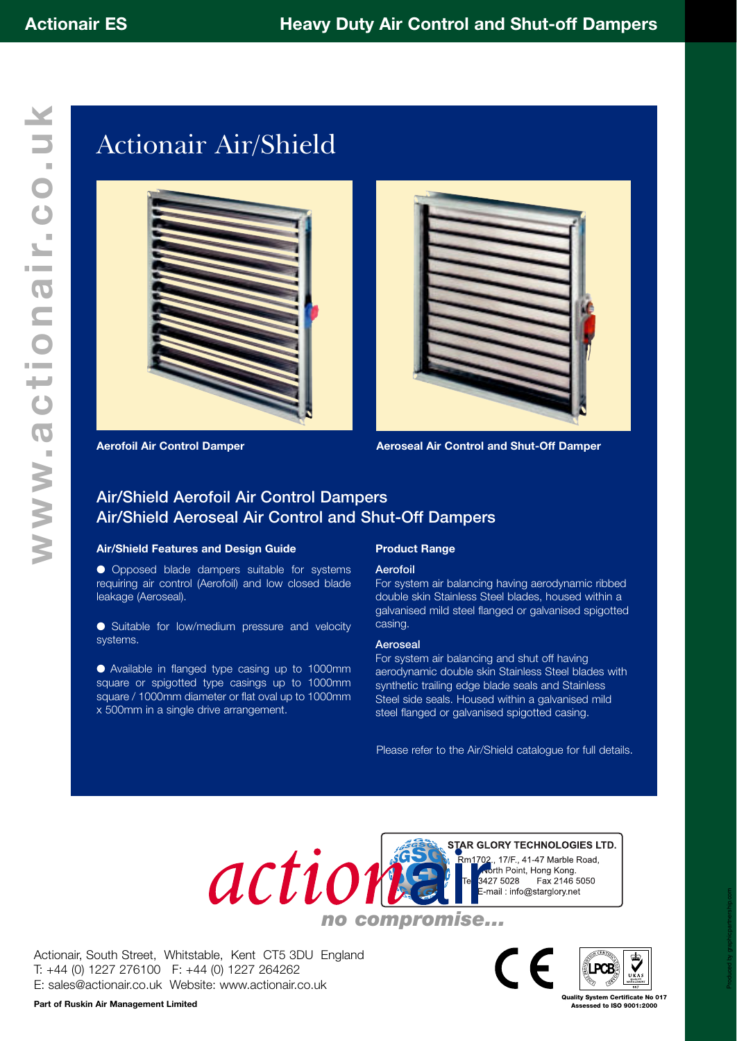# Actionair Air/Shield

**Aerofoil Air Control Damper**

**Aeroseal Air Control and Shut-Off Damper**

## Air/Shield Aerofoil Air Control Dampers
## Air/Shield Aeroseal Air Control and Shut-Off Dampers

### Air/Shield Features and Design Guide

- Opposed blade dampers suitable for systems requiring air control (Aerofoil) and low closed blade leakage (Aeroseal).
- Suitable for low/medium pressure and velocity systems.
- Available in flanged type casing up to 1000mm square or spigotted type casings up to 1000mm square / 1000mm diameter or flat oval up to 1000mm x 500mm in a single drive arrangement.

### Product Range

**Aerofoil**

For system air balancing having aerodynamic ribbed double skin Stainless Steel blades, housed within a galvanised mild steel flanged or galvanised spigotted casing.

**Aeroseal**

For system air balancing and shut off having aerodynamic double skin Stainless Steel blades with synthetic trailing edge blade seals and Stainless Steel side seals. Housed within a galvanised mild steel flanged or galvanised spigotted casing.

Please refer to the Air/Shield catalogue for full details.

STAR GLORY TECHNOLOGIES LTD.
Rm1702., 17/F., 41-47 Marble Road,
North Point, Hong Kong.
Tel 3427 5028 Fax 2146 5050
E-mail : info@starglory.net

*actionair* *no compromise...*

Actionair, South Street, Whitstable, Kent CT5 3DU England
T: +44 (0) 1227 276100 F: +44 (0) 1227 264262
E: sales@actionair.co.uk Website: www.actionair.co.uk

**Part of Ruskin Air Management Limited**

**Quality System Certificate No 017**
**Assessed to ISO 9001:2000**